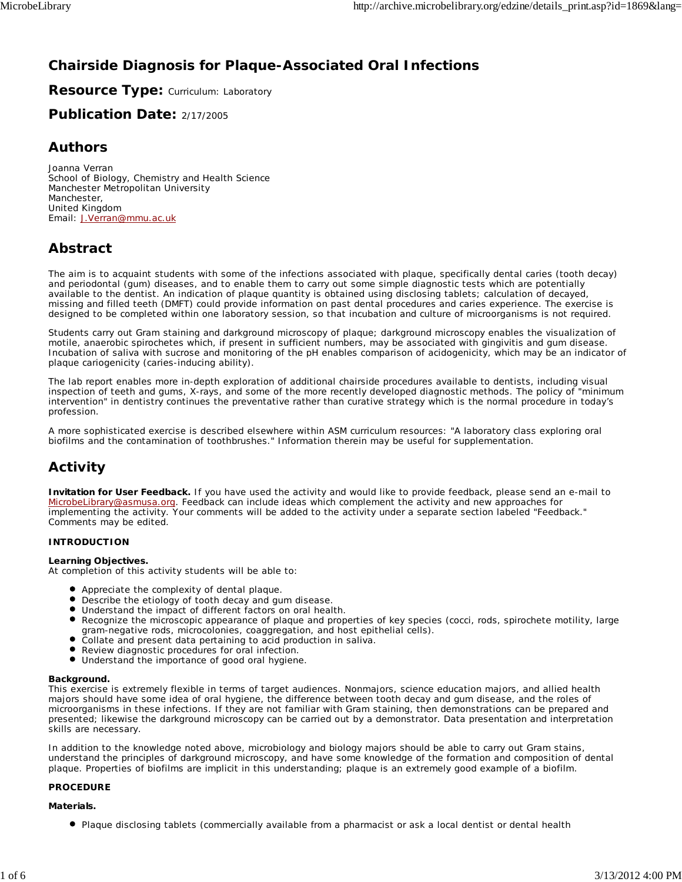# Chairside Diagnosis for Plaque-Associated Oral Infections

## Resource Type: Curriculum: Laboratory

## Publication Date: 2/17/2005

## Authors

Joanna Verran
School of Biology, Chemistry and Health Science
Manchester Metropolitan University
Manchester,
United Kingdom
Email: J.Verran@mmu.ac.uk

## Abstract

The aim is to acquaint students with some of the infections associated with plaque, specifically dental caries (tooth decay) and periodontal (gum) diseases, and to enable them to carry out some simple diagnostic tests which are potentially available to the dentist. An indication of plaque quantity is obtained using disclosing tablets; calculation of decayed, missing and filled teeth (DMFT) could provide information on past dental procedures and caries experience. The exercise is designed to be completed within one laboratory session, so that incubation and culture of microorganisms is not required.

Students carry out Gram staining and darkground microscopy of plaque; darkground microscopy enables the visualization of motile, anaerobic spirochetes which, if present in sufficient numbers, may be associated with gingivitis and gum disease. Incubation of saliva with sucrose and monitoring of the pH enables comparison of acidogenicity, which may be an indicator of plaque cariogenicity (caries-inducing ability).

The lab report enables more in-depth exploration of additional chairside procedures available to dentists, including visual inspection of teeth and gums, X-rays, and some of the more recently developed diagnostic methods. The policy of "minimum intervention" in dentistry continues the preventative rather than curative strategy which is the normal procedure in today's profession.

A more sophisticated exercise is described elsewhere within ASM curriculum resources: "A laboratory class exploring oral biofilms and the contamination of toothbrushes." Information therein may be useful for supplementation.

## Activity

**Invitation for User Feedback.** If you have used the activity and would like to provide feedback, please send an e-mail to MicrobeLibrary@asmusa.org. Feedback can include ideas which complement the activity and new approaches for implementing the activity. Your comments will be added to the activity under a separate section labeled "Feedback." Comments may be edited.

### INTRODUCTION

**Learning Objectives.**
At completion of this activity students will be able to:

- Appreciate the complexity of dental plaque.
- Describe the etiology of tooth decay and gum disease.
- Understand the impact of different factors on oral health.
- Recognize the microscopic appearance of plaque and properties of key species (cocci, rods, spirochete motility, large gram-negative rods, microcolonies, coaggregation, and host epithelial cells).
- Collate and present data pertaining to acid production in saliva.
- Review diagnostic procedures for oral infection.
- Understand the importance of good oral hygiene.

**Background.**
This exercise is extremely flexible in terms of target audiences. Nonmajors, science education majors, and allied health majors should have some idea of oral hygiene, the difference between tooth decay and gum disease, and the roles of microorganisms in these infections. If they are not familiar with Gram staining, then demonstrations can be prepared and presented; likewise the darkground microscopy can be carried out by a demonstrator. Data presentation and interpretation skills are necessary.

In addition to the knowledge noted above, microbiology and biology majors should be able to carry out Gram stains, understand the principles of darkground microscopy, and have some knowledge of the formation and composition of dental plaque. Properties of biofilms are implicit in this understanding; plaque is an extremely good example of a biofilm.

### PROCEDURE

**Materials.**

- Plaque disclosing tablets (commercially available from a pharmacist or ask a local dentist or dental health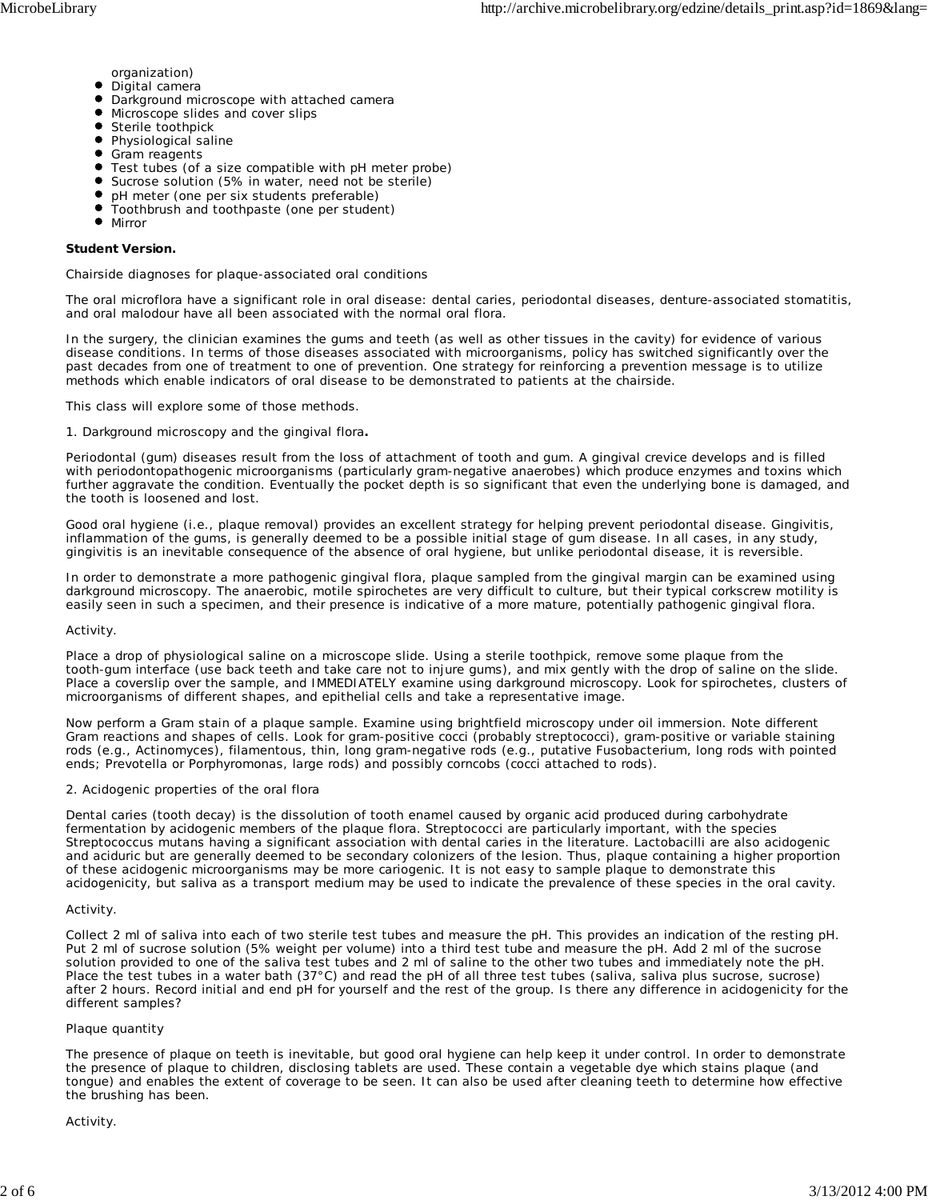organization)

- Digital camera
- Darkground microscope with attached camera
- Microscope slides and cover slips
- Sterile toothpick
- Physiological saline
- Gram reagents
- Test tubes (of a size compatible with pH meter probe)
- Sucrose solution (5% in water, need not be sterile)
- pH meter (one per six students preferable)
- Toothbrush and toothpaste (one per student)
- Mirror

**Student Version.**

Chairside diagnoses for plaque-associated oral conditions

The oral microflora have a significant role in oral disease: dental caries, periodontal diseases, denture-associated stomatitis, and oral malodour have all been associated with the normal oral flora.

In the surgery, the clinician examines the gums and teeth (as well as other tissues in the cavity) for evidence of various disease conditions. In terms of those diseases associated with microorganisms, policy has switched significantly over the past decades from one of treatment to one of prevention. One strategy for reinforcing a prevention message is to utilize methods which enable indicators of oral disease to be demonstrated to patients at the chairside.

This class will explore some of those methods.

1. Darkground microscopy and the gingival flora**.**

Periodontal (gum) diseases result from the loss of attachment of tooth and gum. A gingival crevice develops and is filled with periodontopathogenic microorganisms (particularly gram-negative anaerobes) which produce enzymes and toxins which further aggravate the condition. Eventually the pocket depth is so significant that even the underlying bone is damaged, and the tooth is loosened and lost.

Good oral hygiene (i.e., plaque removal) provides an excellent strategy for helping prevent periodontal disease. Gingivitis, inflammation of the gums, is generally deemed to be a possible initial stage of gum disease. In all cases, in any study, gingivitis is an inevitable consequence of the absence of oral hygiene, but unlike periodontal disease, it is reversible.

In order to demonstrate a more pathogenic gingival flora, plaque sampled from the gingival margin can be examined using darkground microscopy. The anaerobic, motile spirochetes are very difficult to culture, but their typical corkscrew motility is easily seen in such a specimen, and their presence is indicative of a more mature, potentially pathogenic gingival flora.

Activity.

Place a drop of physiological saline on a microscope slide. Using a sterile toothpick, remove some plaque from the tooth-gum interface (use back teeth and take care not to injure gums), and mix gently with the drop of saline on the slide. Place a coverslip over the sample, and IMMEDIATELY examine using darkground microscopy. Look for spirochetes, clusters of microorganisms of different shapes, and epithelial cells and take a representative image.

Now perform a Gram stain of a plaque sample. Examine using brightfield microscopy under oil immersion. Note different Gram reactions and shapes of cells. Look for gram-positive cocci (probably streptococci), gram-positive or variable staining rods (e.g., Actinomyces), filamentous, thin, long gram-negative rods (e.g., putative Fusobacterium, long rods with pointed ends; Prevotella or Porphyromonas, large rods) and possibly corncobs (cocci attached to rods).

2. Acidogenic properties of the oral flora

Dental caries (tooth decay) is the dissolution of tooth enamel caused by organic acid produced during carbohydrate fermentation by acidogenic members of the plaque flora. Streptococci are particularly important, with the species Streptococcus mutans having a significant association with dental caries in the literature. Lactobacilli are also acidogenic and aciduric but are generally deemed to be secondary colonizers of the lesion. Thus, plaque containing a higher proportion of these acidogenic microorganisms may be more cariogenic. It is not easy to sample plaque to demonstrate this acidogenicity, but saliva as a transport medium may be used to indicate the prevalence of these species in the oral cavity.

Activity.

Collect 2 ml of saliva into each of two sterile test tubes and measure the pH. This provides an indication of the resting pH. Put 2 ml of sucrose solution (5% weight per volume) into a third test tube and measure the pH. Add 2 ml of the sucrose solution provided to one of the saliva test tubes and 2 ml of saline to the other two tubes and immediately note the pH. Place the test tubes in a water bath (37°C) and read the pH of all three test tubes (saliva, saliva plus sucrose, sucrose) after 2 hours. Record initial and end pH for yourself and the rest of the group. Is there any difference in acidogenicity for the different samples?

Plaque quantity

The presence of plaque on teeth is inevitable, but good oral hygiene can help keep it under control. In order to demonstrate the presence of plaque to children, disclosing tablets are used. These contain a vegetable dye which stains plaque (and tongue) and enables the extent of coverage to be seen. It can also be used after cleaning teeth to determine how effective the brushing has been.

Activity.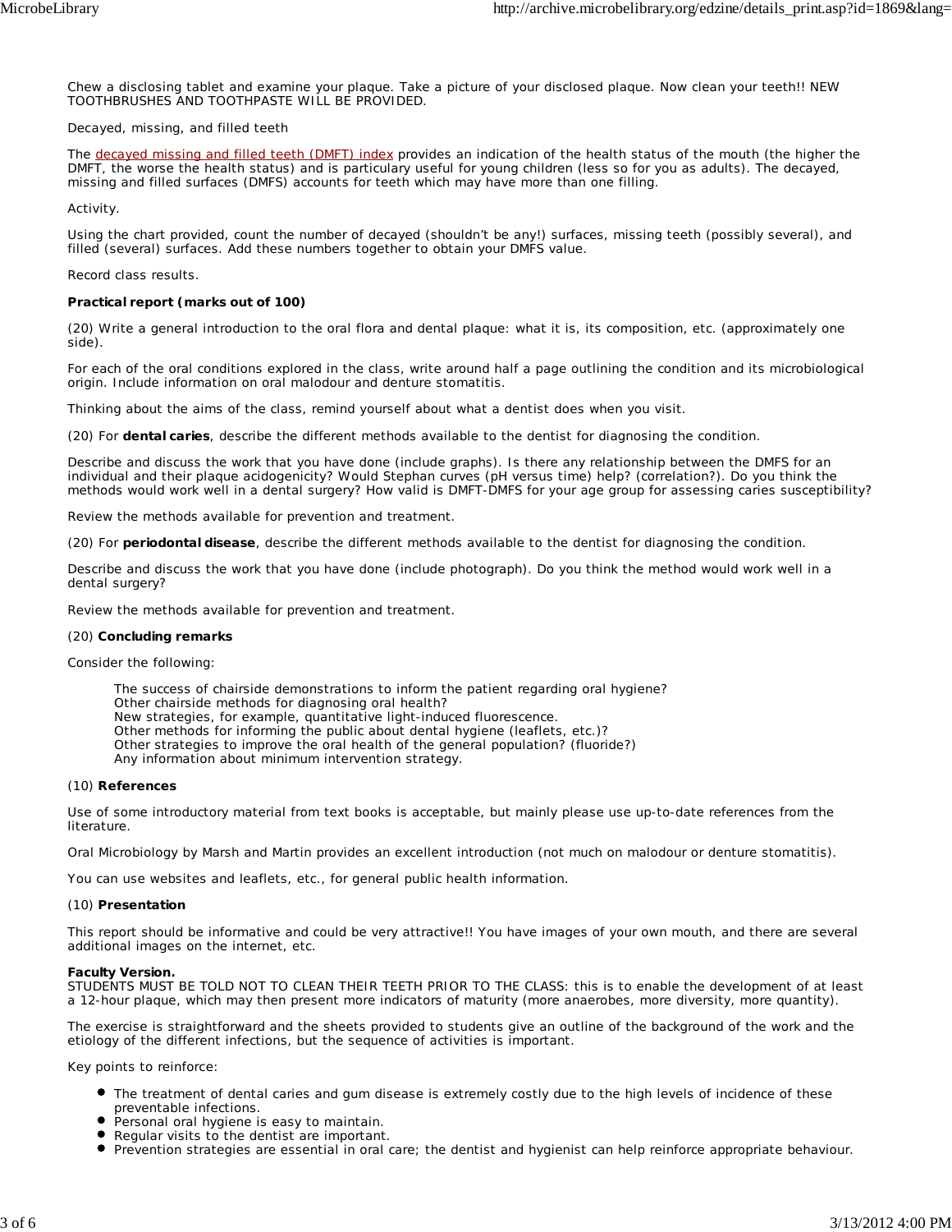Chew a disclosing tablet and examine your plaque. Take a picture of your disclosed plaque. Now clean your teeth!! NEW TOOTHBRUSHES AND TOOTHPASTE WILL BE PROVIDED.

Decayed, missing, and filled teeth

The decayed missing and filled teeth (DMFT) index provides an indication of the health status of the mouth (the higher the DMFT, the worse the health status) and is particularly useful for young children (less so for you as adults). The decayed, missing and filled surfaces (DMFS) accounts for teeth which may have more than one filling.

Activity.

Using the chart provided, count the number of decayed (shouldn't be any!) surfaces, missing teeth (possibly several), and filled (several) surfaces. Add these numbers together to obtain your DMFS value.

Record class results.

**Practical report (marks out of 100)**

(20) Write a general introduction to the oral flora and dental plaque: what it is, its composition, etc. (approximately one side).

For each of the oral conditions explored in the class, write around half a page outlining the condition and its microbiological origin. Include information on oral malodour and denture stomatitis.

Thinking about the aims of the class, remind yourself about what a dentist does when you visit.

(20) For **dental caries**, describe the different methods available to the dentist for diagnosing the condition.

Describe and discuss the work that you have done (include graphs). Is there any relationship between the DMFS for an individual and their plaque acidogenicity? Would Stephan curves (pH versus time) help? (correlation?). Do you think the methods would work well in a dental surgery? How valid is DMFT-DMFS for your age group for assessing caries susceptibility?

Review the methods available for prevention and treatment.

(20) For **periodontal disease**, describe the different methods available to the dentist for diagnosing the condition.

Describe and discuss the work that you have done (include photograph). Do you think the method would work well in a dental surgery?

Review the methods available for prevention and treatment.

(20) **Concluding remarks**

Consider the following:

The success of chairside demonstrations to inform the patient regarding oral hygiene?
Other chairside methods for diagnosing oral health?
New strategies, for example, quantitative light-induced fluorescence.
Other methods for informing the public about dental hygiene (leaflets, etc.)?
Other strategies to improve the oral health of the general population? (fluoride?)
Any information about minimum intervention strategy.

(10) **References**

Use of some introductory material from text books is acceptable, but mainly please use up-to-date references from the literature.

Oral Microbiology by Marsh and Martin provides an excellent introduction (not much on malodour or denture stomatitis).

You can use websites and leaflets, etc., for general public health information.

(10) **Presentation**

This report should be informative and could be very attractive!! You have images of your own mouth, and there are several additional images on the internet, etc.

**Faculty Version.**
STUDENTS MUST BE TOLD NOT TO CLEAN THEIR TEETH PRIOR TO THE CLASS: this is to enable the development of at least a 12-hour plaque, which may then present more indicators of maturity (more anaerobes, more diversity, more quantity).

The exercise is straightforward and the sheets provided to students give an outline of the background of the work and the etiology of the different infections, but the sequence of activities is important.

Key points to reinforce:

- The treatment of dental caries and gum disease is extremely costly due to the high levels of incidence of these preventable infections.
- Personal oral hygiene is easy to maintain.
- Regular visits to the dentist are important.
- Prevention strategies are essential in oral care; the dentist and hygienist can help reinforce appropriate behaviour.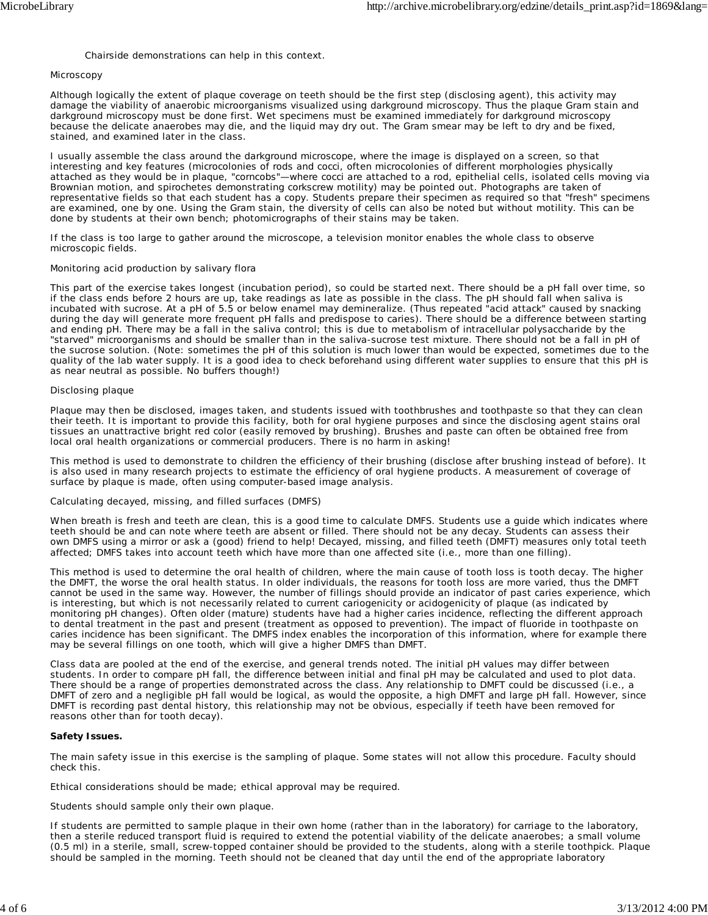Chairside demonstrations can help in this context.

Microscopy

Although logically the extent of plaque coverage on teeth should be the first step (disclosing agent), this activity may damage the viability of anaerobic microorganisms visualized using darkground microscopy. Thus the plaque Gram stain and darkground microscopy must be done first. Wet specimens must be examined immediately for darkground microscopy because the delicate anaerobes may die, and the liquid may dry out. The Gram smear may be left to dry and be fixed, stained, and examined later in the class.

I usually assemble the class around the darkground microscope, where the image is displayed on a screen, so that interesting and key features (microcolonies of rods and cocci, often microcolonies of different morphologies physically attached as they would be in plaque, "corncobs"—where cocci are attached to a rod, epithelial cells, isolated cells moving via Brownian motion, and spirochetes demonstrating corkscrew motility) may be pointed out. Photographs are taken of representative fields so that each student has a copy. Students prepare their specimen as required so that "fresh" specimens are examined, one by one. Using the Gram stain, the diversity of cells can also be noted but without motility. This can be done by students at their own bench; photomicrographs of their stains may be taken.

If the class is too large to gather around the microscope, a television monitor enables the whole class to observe microscopic fields.

Monitoring acid production by salivary flora

This part of the exercise takes longest (incubation period), so could be started next. There should be a pH fall over time, so if the class ends before 2 hours are up, take readings as late as possible in the class. The pH should fall when saliva is incubated with sucrose. At a pH of 5.5 or below enamel may demineralize. (Thus repeated "acid attack" caused by snacking during the day will generate more frequent pH falls and predispose to caries). There should be a difference between starting and ending pH. There may be a fall in the saliva control; this is due to metabolism of intracellular polysaccharide by the "starved" microorganisms and should be smaller than in the saliva-sucrose test mixture. There should not be a fall in pH of the sucrose solution. (Note: sometimes the pH of this solution is much lower than would be expected, sometimes due to the quality of the lab water supply. It is a good idea to check beforehand using different water supplies to ensure that this pH is as near neutral as possible. No buffers though!)

Disclosing plaque

Plaque may then be disclosed, images taken, and students issued with toothbrushes and toothpaste so that they can clean their teeth. It is important to provide this facility, both for oral hygiene purposes and since the disclosing agent stains oral tissues an unattractive bright red color (easily removed by brushing). Brushes and paste can often be obtained free from local oral health organizations or commercial producers. There is no harm in asking!

This method is used to demonstrate to children the efficiency of their brushing (disclose after brushing instead of before). It is also used in many research projects to estimate the efficiency of oral hygiene products. A measurement of coverage of surface by plaque is made, often using computer-based image analysis.

Calculating decayed, missing, and filled surfaces (DMFS)

When breath is fresh and teeth are clean, this is a good time to calculate DMFS. Students use a guide which indicates where teeth should be and can note where teeth are absent or filled. There should not be any decay. Students can assess their own DMFS using a mirror or ask a (good) friend to help! Decayed, missing, and filled teeth (DMFT) measures only total teeth affected; DMFS takes into account teeth which have more than one affected site (i.e., more than one filling).

This method is used to determine the oral health of children, where the main cause of tooth loss is tooth decay. The higher the DMFT, the worse the oral health status. In older individuals, the reasons for tooth loss are more varied, thus the DMFT cannot be used in the same way. However, the number of fillings should provide an indicator of past caries experience, which is interesting, but which is not necessarily related to current cariogenicity or acidogenicity of plaque (as indicated by monitoring pH changes). Often older (mature) students have had a higher caries incidence, reflecting the different approach to dental treatment in the past and present (treatment as opposed to prevention). The impact of fluoride in toothpaste on caries incidence has been significant. The DMFS index enables the incorporation of this information, where for example there may be several fillings on one tooth, which will give a higher DMFS than DMFT.

Class data are pooled at the end of the exercise, and general trends noted. The initial pH values may differ between students. In order to compare pH fall, the difference between initial and final pH may be calculated and used to plot data. There should be a range of properties demonstrated across the class. Any relationship to DMFT could be discussed (i.e., a DMFT of zero and a negligible pH fall would be logical, as would the opposite, a high DMFT and large pH fall. However, since DMFT is recording past dental history, this relationship may not be obvious, especially if teeth have been removed for reasons other than for tooth decay).

**Safety Issues.**

The main safety issue in this exercise is the sampling of plaque. Some states will not allow this procedure. Faculty should check this.

Ethical considerations should be made; ethical approval may be required.

Students should sample only their own plaque.

If students are permitted to sample plaque in their own home (rather than in the laboratory) for carriage to the laboratory, then a sterile reduced transport fluid is required to extend the potential viability of the delicate anaerobes; a small volume (0.5 ml) in a sterile, small, screw-topped container should be provided to the students, along with a sterile toothpick. Plaque should be sampled in the morning. Teeth should not be cleaned that day until the end of the appropriate laboratory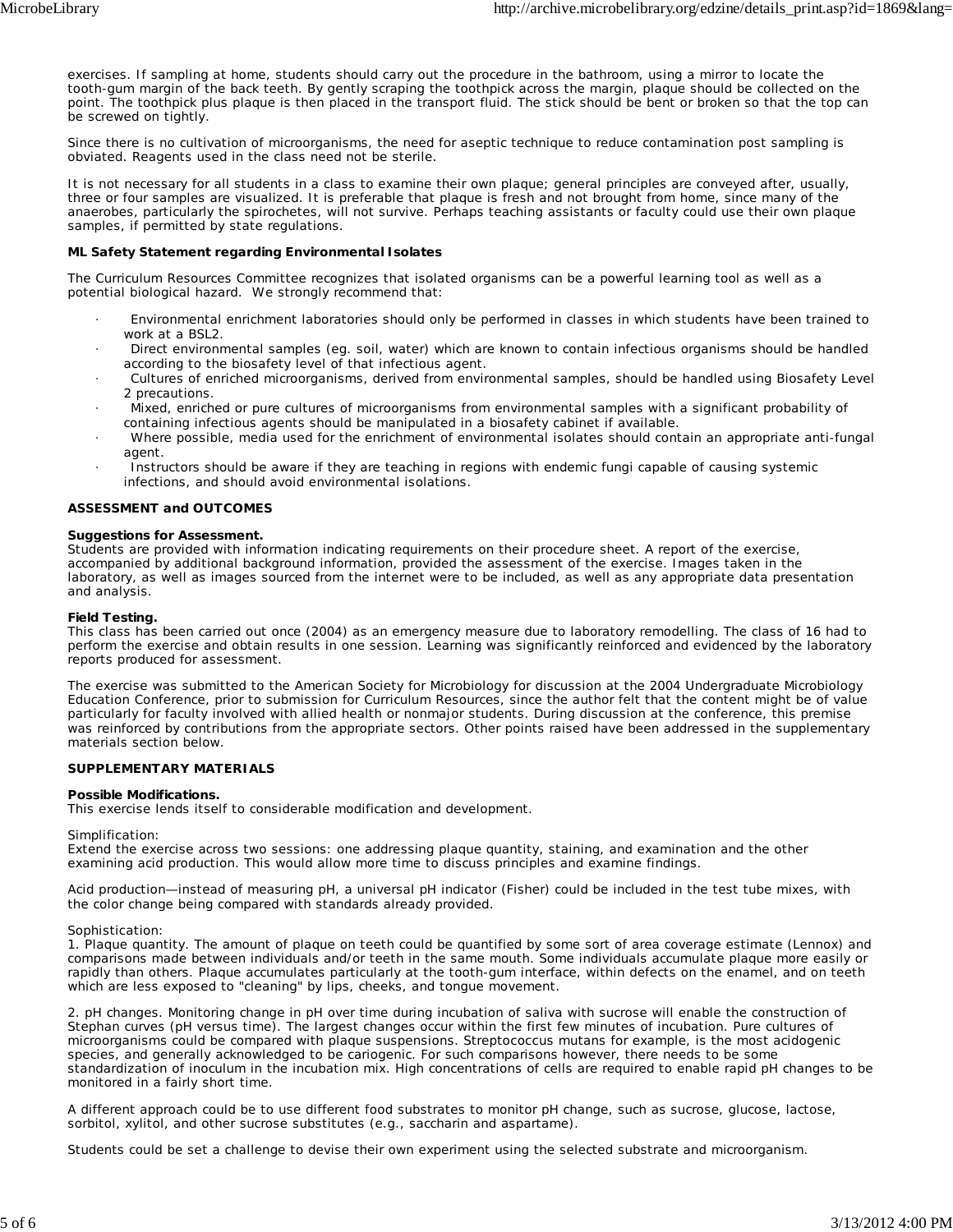exercises. If sampling at home, students should carry out the procedure in the bathroom, using a mirror to locate the tooth-gum margin of the back teeth. By gently scraping the toothpick across the margin, plaque should be collected on the point. The toothpick plus plaque is then placed in the transport fluid. The stick should be bent or broken so that the top can be screwed on tightly.

Since there is no cultivation of microorganisms, the need for aseptic technique to reduce contamination post sampling is obviated. Reagents used in the class need not be sterile.

It is not necessary for all students in a class to examine their own plaque; general principles are conveyed after, usually, three or four samples are visualized. It is preferable that plaque is fresh and not brought from home, since many of the anaerobes, particularly the spirochetes, will not survive. Perhaps teaching assistants or faculty could use their own plaque samples, if permitted by state regulations.

**ML Safety Statement regarding Environmental Isolates**

The Curriculum Resources Committee recognizes that isolated organisms can be a powerful learning tool as well as a potential biological hazard. We strongly recommend that:

- Environmental enrichment laboratories should only be performed in classes in which students have been trained to work at a BSL2.
- Direct environmental samples (eg. soil, water) which are known to contain infectious organisms should be handled according to the biosafety level of that infectious agent.
- Cultures of enriched microorganisms, derived from environmental samples, should be handled using Biosafety Level 2 precautions.
- Mixed, enriched or pure cultures of microorganisms from environmental samples with a significant probability of containing infectious agents should be manipulated in a biosafety cabinet if available.
- Where possible, media used for the enrichment of environmental isolates should contain an appropriate anti-fungal agent.
- Instructors should be aware if they are teaching in regions with endemic fungi capable of causing systemic infections, and should avoid environmental isolations.

## ASSESSMENT and OUTCOMES

**Suggestions for Assessment.**
Students are provided with information indicating requirements on their procedure sheet. A report of the exercise, accompanied by additional background information, provided the assessment of the exercise. Images taken in the laboratory, as well as images sourced from the internet were to be included, as well as any appropriate data presentation and analysis.

**Field Testing.**
This class has been carried out once (2004) as an emergency measure due to laboratory remodelling. The class of 16 had to perform the exercise and obtain results in one session. Learning was significantly reinforced and evidenced by the laboratory reports produced for assessment.

The exercise was submitted to the American Society for Microbiology for discussion at the 2004 Undergraduate Microbiology Education Conference, prior to submission for Curriculum Resources, since the author felt that the content might be of value particularly for faculty involved with allied health or nonmajor students. During discussion at the conference, this premise was reinforced by contributions from the appropriate sectors. Other points raised have been addressed in the supplementary materials section below.

## SUPPLEMENTARY MATERIALS

**Possible Modifications.**
This exercise lends itself to considerable modification and development.

Simplification:
Extend the exercise across two sessions: one addressing plaque quantity, staining, and examination and the other examining acid production. This would allow more time to discuss principles and examine findings.

Acid production—instead of measuring pH, a universal pH indicator (Fisher) could be included in the test tube mixes, with the color change being compared with standards already provided.

Sophistication:
1. Plaque quantity. The amount of plaque on teeth could be quantified by some sort of area coverage estimate (Lennox) and comparisons made between individuals and/or teeth in the same mouth. Some individuals accumulate plaque more easily or rapidly than others. Plaque accumulates particularly at the tooth-gum interface, within defects on the enamel, and on teeth which are less exposed to "cleaning" by lips, cheeks, and tongue movement.

2. pH changes. Monitoring change in pH over time during incubation of saliva with sucrose will enable the construction of Stephan curves (pH versus time). The largest changes occur within the first few minutes of incubation. Pure cultures of microorganisms could be compared with plaque suspensions. Streptococcus mutans for example, is the most acidogenic species, and generally acknowledged to be cariogenic. For such comparisons however, there needs to be some standardization of inoculum in the incubation mix. High concentrations of cells are required to enable rapid pH changes to be monitored in a fairly short time.

A different approach could be to use different food substrates to monitor pH change, such as sucrose, glucose, lactose, sorbitol, xylitol, and other sucrose substitutes (e.g., saccharin and aspartame).

Students could be set a challenge to devise their own experiment using the selected substrate and microorganism.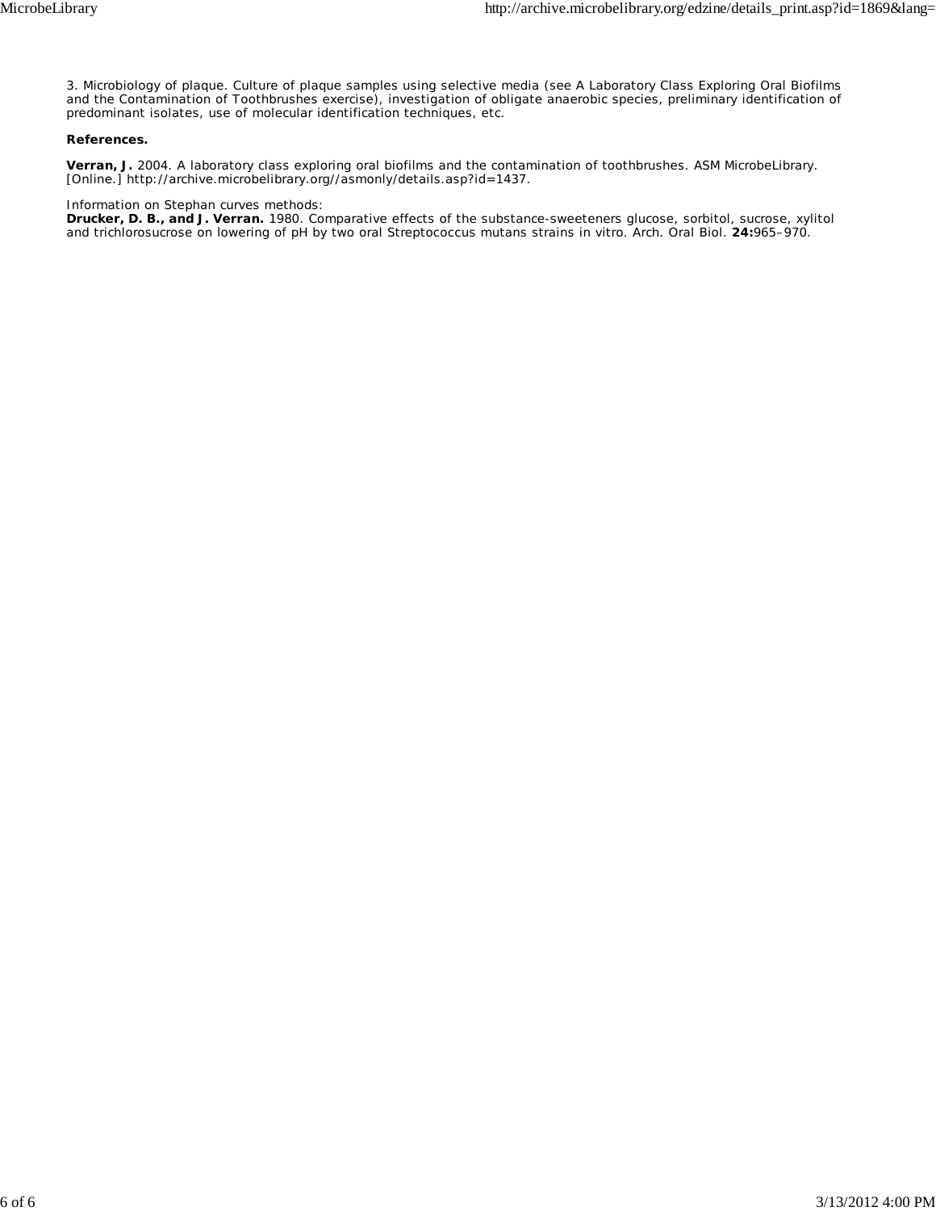3. Microbiology of plaque. Culture of plaque samples using selective media (see A Laboratory Class Exploring Oral Biofilms and the Contamination of Toothbrushes exercise), investigation of obligate anaerobic species, preliminary identification of predominant isolates, use of molecular identification techniques, etc.

**References.**

**Verran, J.** 2004. A laboratory class exploring oral biofilms and the contamination of toothbrushes. ASM MicrobeLibrary. [Online.] http://archive.microbelibrary.org//asmonly/details.asp?id=1437.

Information on Stephan curves methods:
**Drucker, D. B., and J. Verran.** 1980. Comparative effects of the substance-sweeteners glucose, sorbitol, sucrose, xylitol and trichlorosucrose on lowering of pH by two oral Streptococcus mutans strains in vitro. Arch. Oral Biol. **24:**965–970.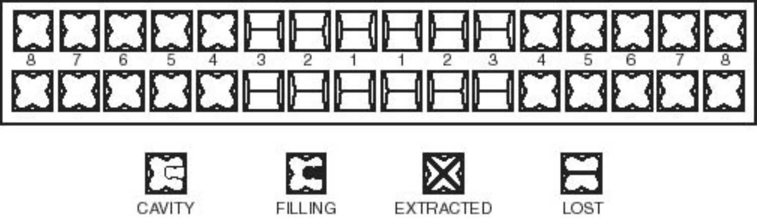8 7 6 5 4 3 2 1 1 2 3 4 5 6 7 8

CAVITY

FILLING

EXTRACTED

LOST